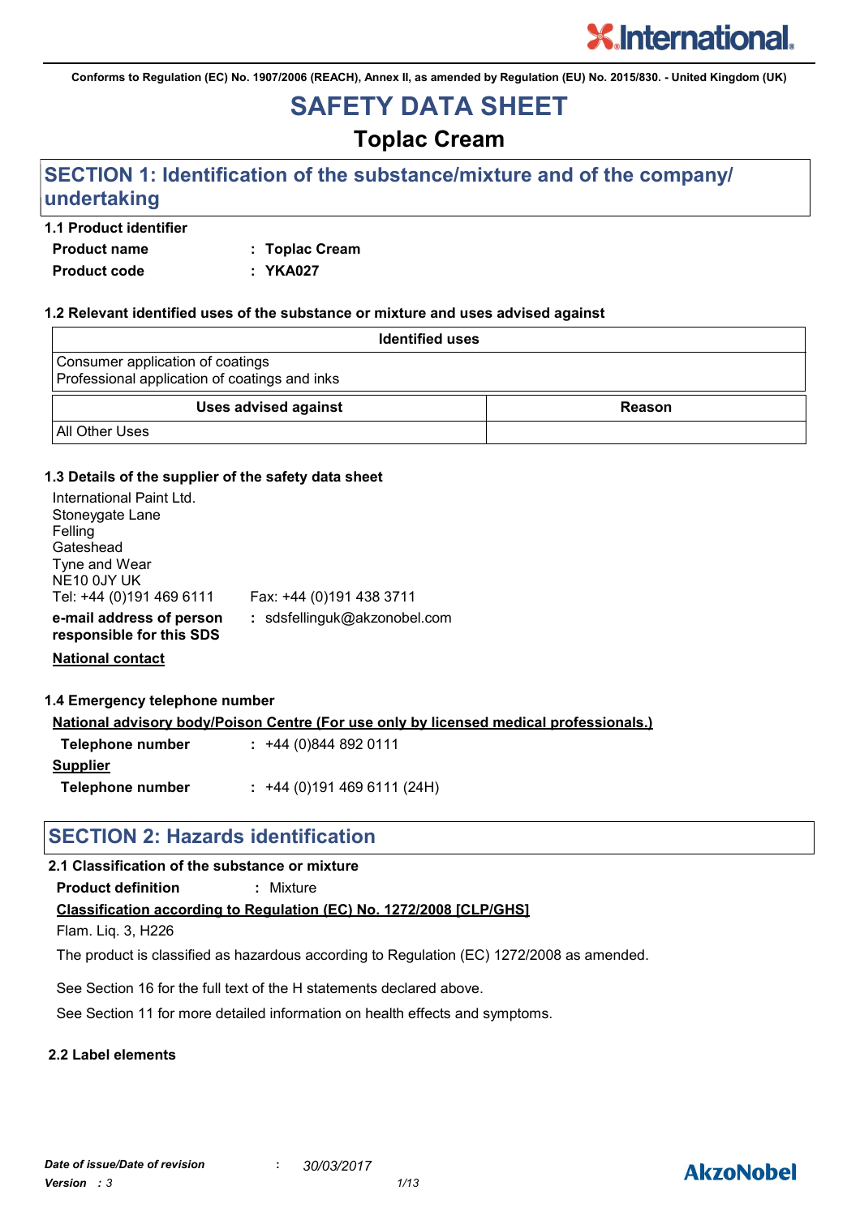Conforms to Regulation (EC) No. 1907/2006 (REACH), Annex II, as amended by Regulation (EU) No. 2015/830. - United Kingdom (UK)

# SAFETY DATA SHEET

## Toplac Cream

## SECTION 1: Identification of the substance/mixture and of the company/ undertaking

### 1.1 Product identifier

**Product name** : **Toplac Cream**

**Product code** : **YKA027**

### 1.2 Relevant identified uses of the substance or mixture and uses advised against

| Identified uses |
|---|
| Consumer application of coatings<br>Professional application of coatings and inks |

| Uses advised against | Reason |
|---|---|
| All Other Uses | |

### 1.3 Details of the supplier of the safety data sheet

International Paint Ltd.
Stoneygate Lane
Felling
Gateshead
Tyne and Wear
NE10 0JY UK
Tel: +44 (0)191 469 6111 Fax: +44 (0)191 438 3711

**e-mail address of person responsible for this SDS** : sdsfellinguk@akzonobel.com

**National contact**

### 1.4 Emergency telephone number

**National advisory body/Poison Centre (For use only by licensed medical professionals.)**

**Telephone number** : +44 (0)844 892 0111

**Supplier**

**Telephone number** : +44 (0)191 469 6111 (24H)

## SECTION 2: Hazards identification

### 2.1 Classification of the substance or mixture

**Product definition** : Mixture

**Classification according to Regulation (EC) No. 1272/2008 [CLP/GHS]**

Flam. Liq. 3, H226

The product is classified as hazardous according to Regulation (EC) 1272/2008 as amended.

See Section 16 for the full text of the H statements declared above.

See Section 11 for more detailed information on health effects and symptoms.

### 2.2 Label elements

*Date of issue/Date of revision* : *30/03/2017*

*Version* : *3*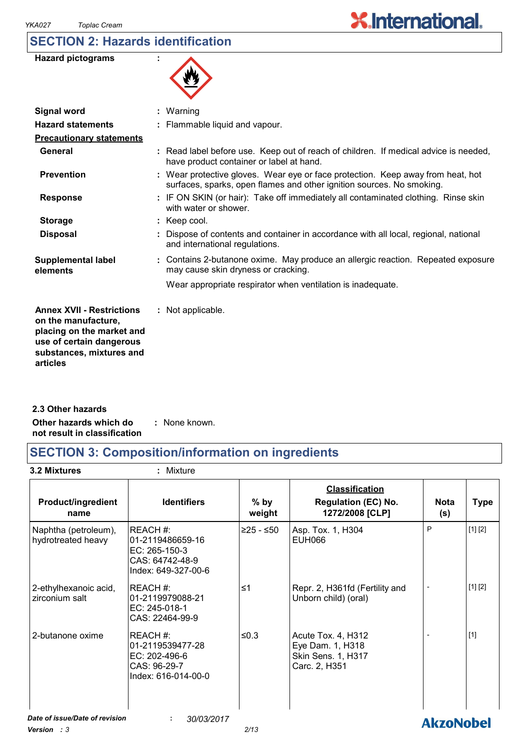## SECTION 2: Hazards identification

| | | |
|---|---|---|
| **Hazard pictograms** | : | |
| **Signal word** | : | Warning |
| **Hazard statements** | : | Flammable liquid and vapour. |
| **Precautionary statements** | | |
| **General** | : | Read label before use. Keep out of reach of children. If medical advice is needed, have product container or label at hand. |
| **Prevention** | : | Wear protective gloves. Wear eye or face protection. Keep away from heat, hot surfaces, sparks, open flames and other ignition sources. No smoking. |
| **Response** | : | IF ON SKIN (or hair): Take off immediately all contaminated clothing. Rinse skin with water or shower. |
| **Storage** | : | Keep cool. |
| **Disposal** | : | Dispose of contents and container in accordance with all local, regional, national and international regulations. |
| **Supplemental label elements** | : | Contains 2-butanone oxime. May produce an allergic reaction. Repeated exposure may cause skin dryness or cracking.<br><br>Wear appropriate respirator when ventilation is inadequate. |
| **Annex XVII - Restrictions on the manufacture, placing on the market and use of certain dangerous substances, mixtures and articles** | : | Not applicable. |

### 2.3 Other hazards

**Other hazards which do not result in classification** : None known.

## SECTION 3: Composition/information on ingredients

**3.2 Mixtures** : Mixture

| Product/ingredient name | Identifiers | % by weight | Classification Regulation (EC) No. 1272/2008 [CLP] | Nota (s) | Type |
|---|---|---|---|---|---|
| Naphtha (petroleum), hydrotreated heavy | REACH #: 01-2119486659-16<br>EC: 265-150-3<br>CAS: 64742-48-9<br>Index: 649-327-00-6 | ≥25 - ≤50 | Asp. Tox. 1, H304<br>EUH066 | P | [1] [2] |
| 2-ethylhexanoic acid, zirconium salt | REACH #: 01-2119979088-21<br>EC: 245-018-1<br>CAS: 22464-99-9 | ≤1 | Repr. 2, H361fd (Fertility and Unborn child) (oral) | - | [1] [2] |
| 2-butanone oxime | REACH #: 01-2119539477-28<br>EC: 202-496-6<br>CAS: 96-29-7<br>Index: 616-014-00-0 | ≤0.3 | Acute Tox. 4, H312<br>Eye Dam. 1, H318<br>Skin Sens. 1, H317<br>Carc. 2, H351 | - | [1] |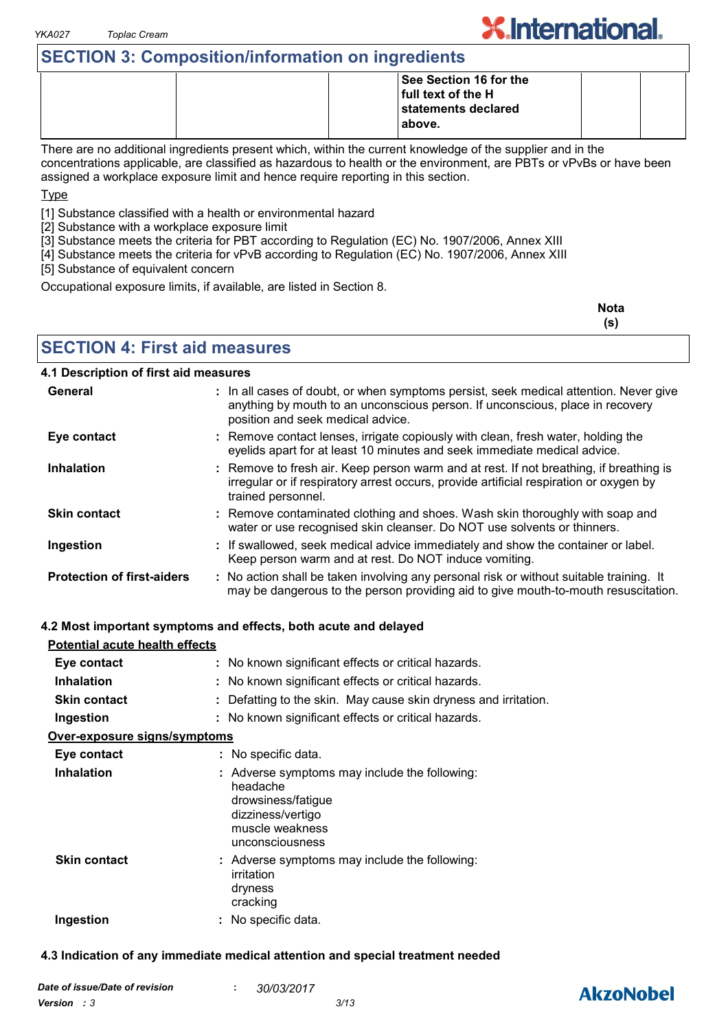## SECTION 3: Composition/information on ingredients

| | | | | | |
|---|---|---|---|---|---|
| | | | **See Section 16 for the full text of the H statements declared above.** | | |

There are no additional ingredients present which, within the current knowledge of the supplier and in the concentrations applicable, are classified as hazardous to health or the environment, are PBTs or vPvBs or have been assigned a workplace exposure limit and hence require reporting in this section.

Type

[1] Substance classified with a health or environmental hazard
[2] Substance with a workplace exposure limit
[3] Substance meets the criteria for PBT according to Regulation (EC) No. 1907/2006, Annex XIII
[4] Substance meets the criteria for vPvB according to Regulation (EC) No. 1907/2006, Annex XIII
[5] Substance of equivalent concern

Occupational exposure limits, if available, are listed in Section 8.

**Nota (s)**

## SECTION 4: First aid measures

### 4.1 Description of first aid measures

**General** : In all cases of doubt, or when symptoms persist, seek medical attention. Never give anything by mouth to an unconscious person. If unconscious, place in recovery position and seek medical advice.

**Eye contact** : Remove contact lenses, irrigate copiously with clean, fresh water, holding the eyelids apart for at least 10 minutes and seek immediate medical advice.

**Inhalation** : Remove to fresh air. Keep person warm and at rest. If not breathing, if breathing is irregular or if respiratory arrest occurs, provide artificial respiration or oxygen by trained personnel.

**Skin contact** : Remove contaminated clothing and shoes. Wash skin thoroughly with soap and water or use recognised skin cleanser. Do NOT use solvents or thinners.

**Ingestion** : If swallowed, seek medical advice immediately and show the container or label. Keep person warm and at rest. Do NOT induce vomiting.

**Protection of first-aiders** : No action shall be taken involving any personal risk or without suitable training. It may be dangerous to the person providing aid to give mouth-to-mouth resuscitation.

### 4.2 Most important symptoms and effects, both acute and delayed

**Potential acute health effects**

**Eye contact** : No known significant effects or critical hazards.

**Inhalation** : No known significant effects or critical hazards.

**Skin contact** : Defatting to the skin. May cause skin dryness and irritation.

**Ingestion** : No known significant effects or critical hazards.

**Over-exposure signs/symptoms**

**Eye contact** : No specific data.

**Inhalation** : Adverse symptoms may include the following:
headache
drowsiness/fatigue
dizziness/vertigo
muscle weakness
unconsciousness

**Skin contact** : Adverse symptoms may include the following:
irritation
dryness
cracking

**Ingestion** : No specific data.

### 4.3 Indication of any immediate medical attention and special treatment needed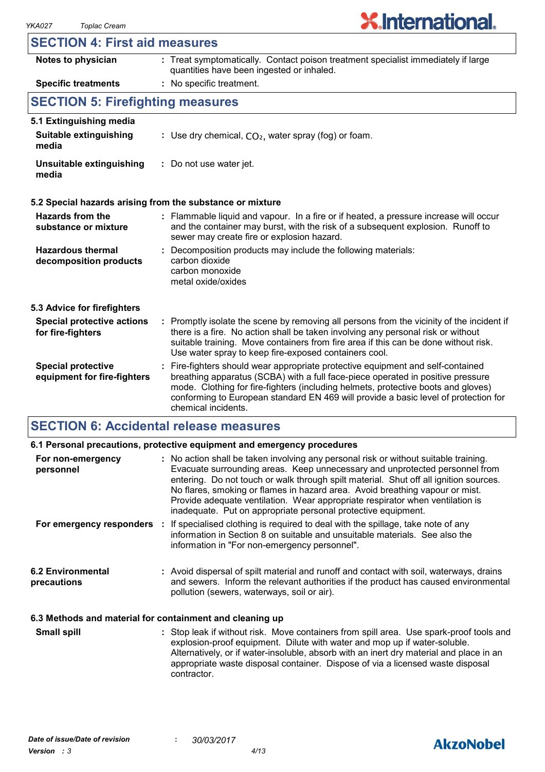## SECTION 4: First aid measures

| | |
|---|---|
| **Notes to physician** | : Treat symptomatically. Contact poison treatment specialist immediately if large quantities have been ingested or inhaled. |
| **Specific treatments** | : No specific treatment. |

## SECTION 5: Firefighting measures

### 5.1 Extinguishing media

| | |
|---|---|
| **Suitable extinguishing media** | : Use dry chemical, $CO_2$, water spray (fog) or foam. |
| **Unsuitable extinguishing media** | : Do not use water jet. |

### 5.2 Special hazards arising from the substance or mixture

| | |
|---|---|
| **Hazards from the substance or mixture** | : Flammable liquid and vapour. In a fire or if heated, a pressure increase will occur and the container may burst, with the risk of a subsequent explosion. Runoff to sewer may create fire or explosion hazard. |
| **Hazardous thermal decomposition products** | : Decomposition products may include the following materials: carbon dioxide carbon monoxide metal oxide/oxides |

### 5.3 Advice for firefighters

| | |
|---|---|
| **Special protective actions for fire-fighters** | : Promptly isolate the scene by removing all persons from the vicinity of the incident if there is a fire. No action shall be taken involving any personal risk or without suitable training. Move containers from fire area if this can be done without risk. Use water spray to keep fire-exposed containers cool. |
| **Special protective equipment for fire-fighters** | : Fire-fighters should wear appropriate protective equipment and self-contained breathing apparatus (SCBA) with a full face-piece operated in positive pressure mode. Clothing for fire-fighters (including helmets, protective boots and gloves) conforming to European standard EN 469 will provide a basic level of protection for chemical incidents. |

## SECTION 6: Accidental release measures

### 6.1 Personal precautions, protective equipment and emergency procedures

| | |
|---|---|
| **For non-emergency personnel** | : No action shall be taken involving any personal risk or without suitable training. Evacuate surrounding areas. Keep unnecessary and unprotected personnel from entering. Do not touch or walk through spilt material. Shut off all ignition sources. No flares, smoking or flames in hazard area. Avoid breathing vapour or mist. Provide adequate ventilation. Wear appropriate respirator when ventilation is inadequate. Put on appropriate personal protective equipment. |
| **For emergency responders** | : If specialised clothing is required to deal with the spillage, take note of any information in Section 8 on suitable and unsuitable materials. See also the information in "For non-emergency personnel". |

| | |
|---|---|
| **6.2 Environmental precautions** | : Avoid dispersal of spilt material and runoff and contact with soil, waterways, drains and sewers. Inform the relevant authorities if the product has caused environmental pollution (sewers, waterways, soil or air). |

### 6.3 Methods and material for containment and cleaning up

| | |
|---|---|
| **Small spill** | : Stop leak if without risk. Move containers from spill area. Use spark-proof tools and explosion-proof equipment. Dilute with water and mop up if water-soluble. Alternatively, or if water-insoluble, absorb with an inert dry material and place in an appropriate waste disposal container. Dispose of via a licensed waste disposal contractor. |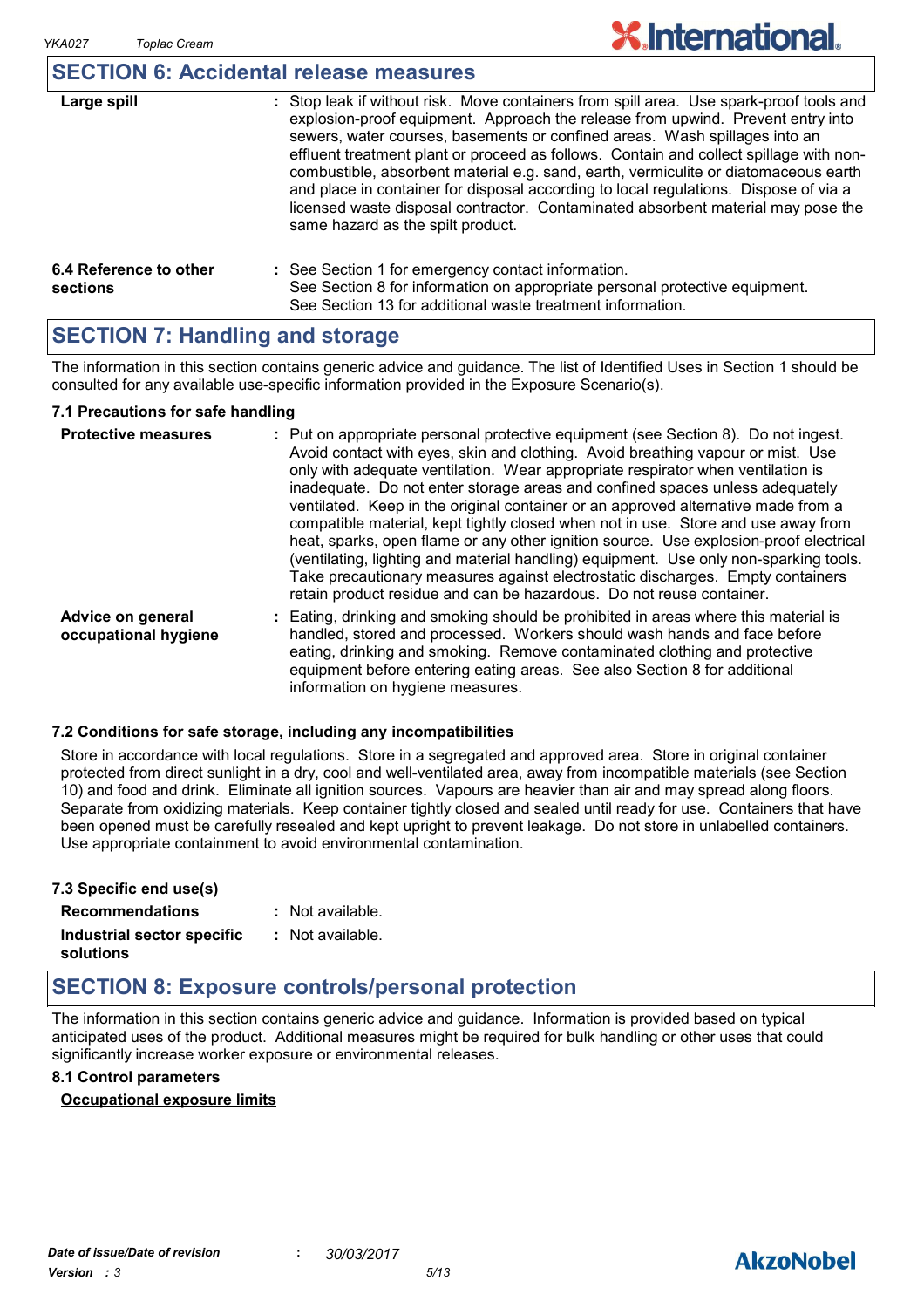## SECTION 6: Accidental release measures

**Large spill** : Stop leak if without risk. Move containers from spill area. Use spark-proof tools and explosion-proof equipment. Approach the release from upwind. Prevent entry into sewers, water courses, basements or confined areas. Wash spillages into an effluent treatment plant or proceed as follows. Contain and collect spillage with non-combustible, absorbent material e.g. sand, earth, vermiculite or diatomaceous earth and place in container for disposal according to local regulations. Dispose of via a licensed waste disposal contractor. Contaminated absorbent material may pose the same hazard as the spilt product.

**6.4 Reference to other sections** : See Section 1 for emergency contact information.
See Section 8 for information on appropriate personal protective equipment.
See Section 13 for additional waste treatment information.

## SECTION 7: Handling and storage

The information in this section contains generic advice and guidance. The list of Identified Uses in Section 1 should be consulted for any available use-specific information provided in the Exposure Scenario(s).

### 7.1 Precautions for safe handling

**Protective measures** : Put on appropriate personal protective equipment (see Section 8). Do not ingest. Avoid contact with eyes, skin and clothing. Avoid breathing vapour or mist. Use only with adequate ventilation. Wear appropriate respirator when ventilation is inadequate. Do not enter storage areas and confined spaces unless adequately ventilated. Keep in the original container or an approved alternative made from a compatible material, kept tightly closed when not in use. Store and use away from heat, sparks, open flame or any other ignition source. Use explosion-proof electrical (ventilating, lighting and material handling) equipment. Use only non-sparking tools. Take precautionary measures against electrostatic discharges. Empty containers retain product residue and can be hazardous. Do not reuse container.

**Advice on general occupational hygiene** : Eating, drinking and smoking should be prohibited in areas where this material is handled, stored and processed. Workers should wash hands and face before eating, drinking and smoking. Remove contaminated clothing and protective equipment before entering eating areas. See also Section 8 for additional information on hygiene measures.

### 7.2 Conditions for safe storage, including any incompatibilities

Store in accordance with local regulations. Store in a segregated and approved area. Store in original container protected from direct sunlight in a dry, cool and well-ventilated area, away from incompatible materials (see Section 10) and food and drink. Eliminate all ignition sources. Vapours are heavier than air and may spread along floors. Separate from oxidizing materials. Keep container tightly closed and sealed until ready for use. Containers that have been opened must be carefully resealed and kept upright to prevent leakage. Do not store in unlabelled containers. Use appropriate containment to avoid environmental contamination.

### 7.3 Specific end use(s)

**Recommendations** : Not available.

**Industrial sector specific solutions** : Not available.

## SECTION 8: Exposure controls/personal protection

The information in this section contains generic advice and guidance. Information is provided based on typical anticipated uses of the product. Additional measures might be required for bulk handling or other uses that could significantly increase worker exposure or environmental releases.

### 8.1 Control parameters

**Occupational exposure limits**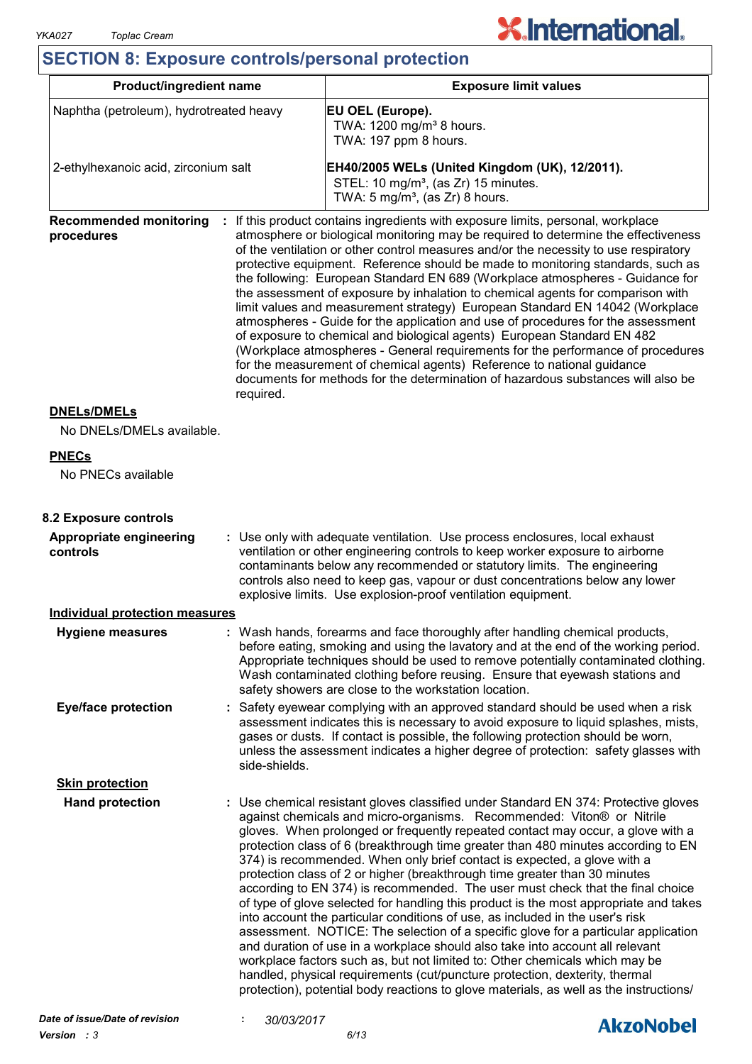## SECTION 8: Exposure controls/personal protection

| Product/ingredient name | Exposure limit values |
|---|---|
| Naphtha (petroleum), hydrotreated heavy | **EU OEL (Europe).**<br>TWA: 1200 mg/m³ 8 hours.<br>TWA: 197 ppm 8 hours. |
| 2-ethylhexanoic acid, zirconium salt | **EH40/2005 WELs (United Kingdom (UK), 12/2011).**<br>STEL: 10 mg/m³, (as Zr) 15 minutes.<br>TWA: 5 mg/m³, (as Zr) 8 hours. |

**Recommended monitoring procedures** : If this product contains ingredients with exposure limits, personal, workplace atmosphere or biological monitoring may be required to determine the effectiveness of the ventilation or other control measures and/or the necessity to use respiratory protective equipment. Reference should be made to monitoring standards, such as the following: European Standard EN 689 (Workplace atmospheres - Guidance for the assessment of exposure by inhalation to chemical agents for comparison with limit values and measurement strategy) European Standard EN 14042 (Workplace atmospheres - Guide for the application and use of procedures for the assessment of exposure to chemical and biological agents) European Standard EN 482 (Workplace atmospheres - General requirements for the performance of procedures for the measurement of chemical agents) Reference to national guidance documents for methods for the determination of hazardous substances will also be required.

**DNELs/DMELs**

No DNELs/DMELs available.

**PNECs**

No PNECs available

### 8.2 Exposure controls

**Appropriate engineering controls** : Use only with adequate ventilation. Use process enclosures, local exhaust ventilation or other engineering controls to keep worker exposure to airborne contaminants below any recommended or statutory limits. The engineering controls also need to keep gas, vapour or dust concentrations below any lower explosive limits. Use explosion-proof ventilation equipment.

**Individual protection measures**

**Hygiene measures** : Wash hands, forearms and face thoroughly after handling chemical products, before eating, smoking and using the lavatory and at the end of the working period. Appropriate techniques should be used to remove potentially contaminated clothing. Wash contaminated clothing before reusing. Ensure that eyewash stations and safety showers are close to the workstation location.

**Eye/face protection** : Safety eyewear complying with an approved standard should be used when a risk assessment indicates this is necessary to avoid exposure to liquid splashes, mists, gases or dusts. If contact is possible, the following protection should be worn, unless the assessment indicates a higher degree of protection: safety glasses with side-shields.

**Skin protection**

**Hand protection** : Use chemical resistant gloves classified under Standard EN 374: Protective gloves against chemicals and micro-organisms. Recommended: Viton® or Nitrile gloves. When prolonged or frequently repeated contact may occur, a glove with a protection class of 6 (breakthrough time greater than 480 minutes according to EN 374) is recommended. When only brief contact is expected, a glove with a protection class of 2 or higher (breakthrough time greater than 30 minutes according to EN 374) is recommended. The user must check that the final choice of type of glove selected for handling this product is the most appropriate and takes into account the particular conditions of use, as included in the user's risk assessment. NOTICE: The selection of a specific glove for a particular application and duration of use in a workplace should also take into account all relevant workplace factors such as, but not limited to: Other chemicals which may be handled, physical requirements (cut/puncture protection, dexterity, thermal protection), potential body reactions to glove materials, as well as the instructions/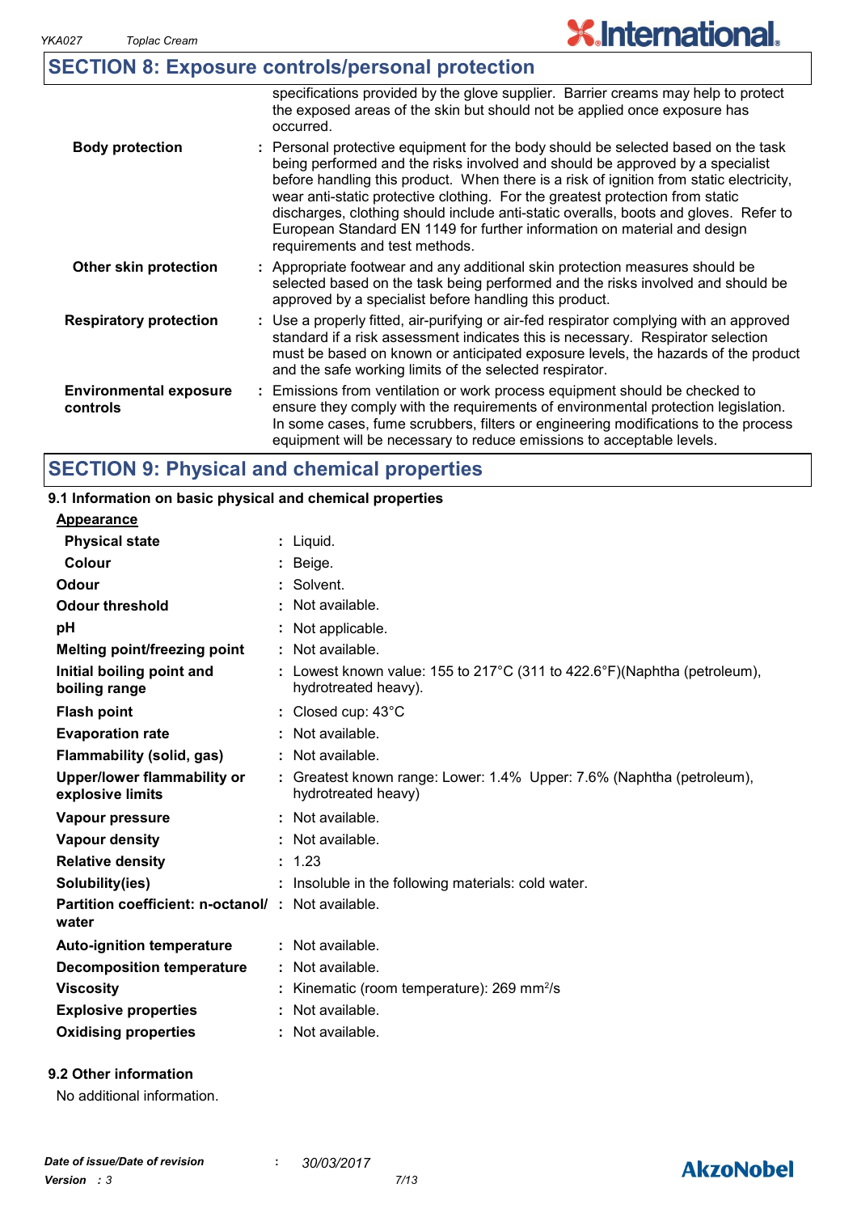## SECTION 8: Exposure controls/personal protection

| | |
|---|---|
| | specifications provided by the glove supplier. Barrier creams may help to protect the exposed areas of the skin but should not be applied once exposure has occurred. |
| **Body protection** | : Personal protective equipment for the body should be selected based on the task being performed and the risks involved and should be approved by a specialist before handling this product. When there is a risk of ignition from static electricity, wear anti-static protective clothing. For the greatest protection from static discharges, clothing should include anti-static overalls, boots and gloves. Refer to European Standard EN 1149 for further information on material and design requirements and test methods. |
| **Other skin protection** | : Appropriate footwear and any additional skin protection measures should be selected based on the task being performed and the risks involved and should be approved by a specialist before handling this product. |
| **Respiratory protection** | : Use a properly fitted, air-purifying or air-fed respirator complying with an approved standard if a risk assessment indicates this is necessary. Respirator selection must be based on known or anticipated exposure levels, the hazards of the product and the safe working limits of the selected respirator. |
| **Environmental exposure controls** | : Emissions from ventilation or work process equipment should be checked to ensure they comply with the requirements of environmental protection legislation. In some cases, fume scrubbers, filters or engineering modifications to the process equipment will be necessary to reduce emissions to acceptable levels. |

## SECTION 9: Physical and chemical properties

### 9.1 Information on basic physical and chemical properties

**Appearance**

| | |
|---|---|
| **Physical state** | : Liquid. |
| **Colour** | : Beige. |
| **Odour** | : Solvent. |
| **Odour threshold** | : Not available. |
| **pH** | : Not applicable. |
| **Melting point/freezing point** | : Not available. |
| **Initial boiling point and boiling range** | : Lowest known value: 155 to 217°C (311 to 422.6°F)(Naphtha (petroleum), hydrotreated heavy). |
| **Flash point** | : Closed cup: 43°C |
| **Evaporation rate** | : Not available. |
| **Flammability (solid, gas)** | : Not available. |
| **Upper/lower flammability or explosive limits** | : Greatest known range: Lower: 1.4% Upper: 7.6% (Naphtha (petroleum), hydrotreated heavy) |
| **Vapour pressure** | : Not available. |
| **Vapour density** | : Not available. |
| **Relative density** | : 1.23 |
| **Solubility(ies)** | : Insoluble in the following materials: cold water. |
| **Partition coefficient: n-octanol/ water** | : Not available. |
| **Auto-ignition temperature** | : Not available. |
| **Decomposition temperature** | : Not available. |
| **Viscosity** | : Kinematic (room temperature): 269 $mm^2/s$ |
| **Explosive properties** | : Not available. |
| **Oxidising properties** | : Not available. |

### 9.2 Other information

No additional information.

*Date of issue/Date of revision* : *30/03/2017*
*Version : 3*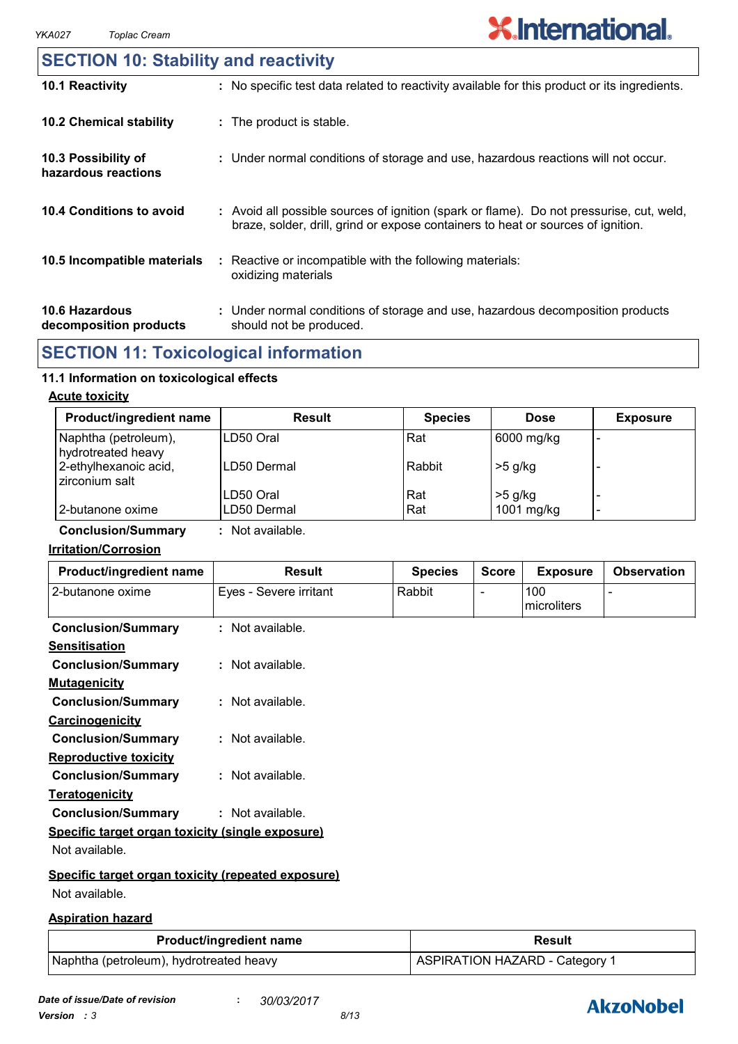## SECTION 10: Stability and reactivity

**10.1 Reactivity** : No specific test data related to reactivity available for this product or its ingredients.

**10.2 Chemical stability** : The product is stable.

**10.3 Possibility of hazardous reactions** : Under normal conditions of storage and use, hazardous reactions will not occur.

**10.4 Conditions to avoid** : Avoid all possible sources of ignition (spark or flame). Do not pressurise, cut, weld, braze, solder, drill, grind or expose containers to heat or sources of ignition.

**10.5 Incompatible materials** : Reactive or incompatible with the following materials: oxidizing materials

**10.6 Hazardous decomposition products** : Under normal conditions of storage and use, hazardous decomposition products should not be produced.

## SECTION 11: Toxicological information

### 11.1 Information on toxicological effects

**Acute toxicity**

| Product/ingredient name | Result | Species | Dose | Exposure |
|---|---|---|---|---|
| Naphtha (petroleum), hydrotreated heavy | LD50 Oral | Rat | 6000 mg/kg | - |
| 2-ethylhexanoic acid, zirconium salt | LD50 Dermal | Rabbit | >5 g/kg | - |
| | LD50 Oral | Rat | >5 g/kg | - |
| 2-butanone oxime | LD50 Dermal | Rat | 1001 mg/kg | - |

**Conclusion/Summary** : Not available.

**Irritation/Corrosion**

| Product/ingredient name | Result | Species | Score | Exposure | Observation |
|---|---|---|---|---|---|
| 2-butanone oxime | Eyes - Severe irritant | Rabbit | - | 100 microliters | - |

**Conclusion/Summary** : Not available.

**Sensitisation**

**Conclusion/Summary** : Not available.

**Mutagenicity**

**Conclusion/Summary** : Not available.

**Carcinogenicity**

**Conclusion/Summary** : Not available.

**Reproductive toxicity**

**Conclusion/Summary** : Not available.

**Teratogenicity**

**Conclusion/Summary** : Not available.

**Specific target organ toxicity (single exposure)**

Not available.

**Specific target organ toxicity (repeated exposure)**

Not available.

**Aspiration hazard**

| Product/ingredient name | Result |
|---|---|
| Naphtha (petroleum), hydrotreated heavy | ASPIRATION HAZARD - Category 1 |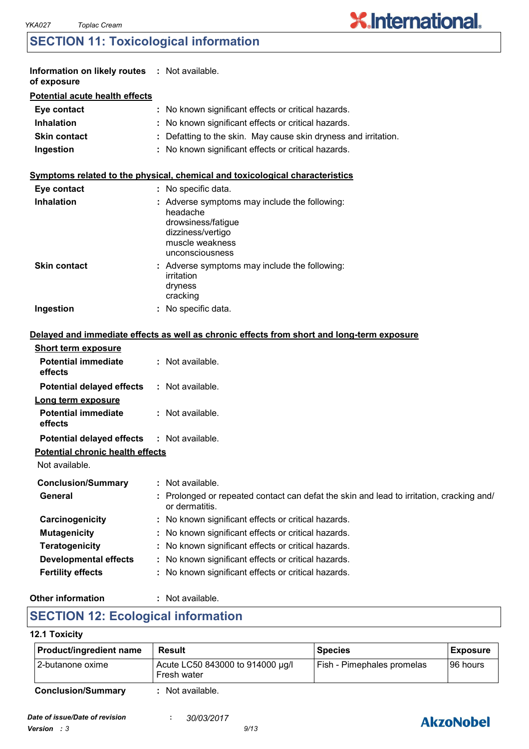## SECTION 11: Toxicological information

**Information on likely routes of exposure** : Not available.

**Potential acute health effects**

**Eye contact** : No known significant effects or critical hazards.
**Inhalation** : No known significant effects or critical hazards.
**Skin contact** : Defatting to the skin. May cause skin dryness and irritation.
**Ingestion** : No known significant effects or critical hazards.

**Symptoms related to the physical, chemical and toxicological characteristics**

**Eye contact** : No specific data.
**Inhalation** : Adverse symptoms may include the following:
headache
drowsiness/fatigue
dizziness/vertigo
muscle weakness
unconsciousness
**Skin contact** : Adverse symptoms may include the following:
irritation
dryness
cracking
**Ingestion** : No specific data.

**Delayed and immediate effects as well as chronic effects from short and long-term exposure**

**Short term exposure**

**Potential immediate effects** : Not available.
**Potential delayed effects** : Not available.

**Long term exposure**

**Potential immediate effects** : Not available.
**Potential delayed effects** : Not available.

**Potential chronic health effects**

Not available.

**Conclusion/Summary** : Not available.
**General** : Prolonged or repeated contact can defat the skin and lead to irritation, cracking and/ or dermatitis.
**Carcinogenicity** : No known significant effects or critical hazards.
**Mutagenicity** : No known significant effects or critical hazards.
**Teratogenicity** : No known significant effects or critical hazards.
**Developmental effects** : No known significant effects or critical hazards.
**Fertility effects** : No known significant effects or critical hazards.

**Other information** : Not available.

## SECTION 12: Ecological information

**12.1 Toxicity**

| Product/ingredient name | Result | Species | Exposure |
|---|---|---|---|
| 2-butanone oxime | Acute LC50 843000 to 914000 µg/l Fresh water | Fish - Pimephales promelas | 96 hours |

**Conclusion/Summary** : Not available.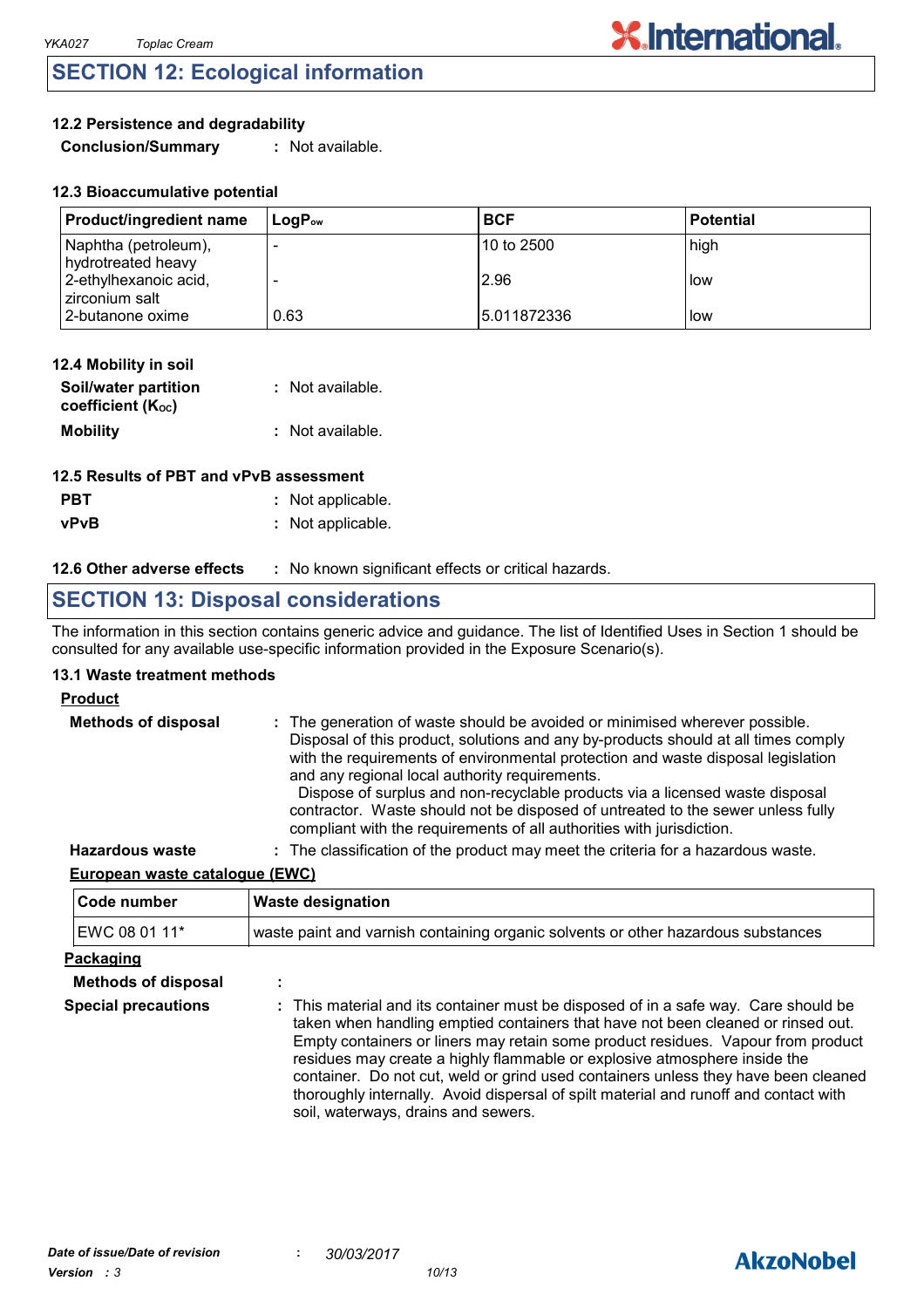## SECTION 12: Ecological information

### 12.2 Persistence and degradability

**Conclusion/Summary** : Not available.

### 12.3 Bioaccumulative potential

| Product/ingredient name | $LogP_{ow}$ | BCF | Potential |
|---|---|---|---|
| Naphtha (petroleum), hydrotreated heavy | - | 10 to 2500 | high |
| 2-ethylhexanoic acid, zirconium salt | - | 2.96 | low |
| 2-butanone oxime | 0.63 | 5.011872336 | low |

### 12.4 Mobility in soil

**Soil/water partition coefficient ($K_{OC}$)** : Not available.

**Mobility** : Not available.

### 12.5 Results of PBT and vPvB assessment

**PBT** : Not applicable.

**vPvB** : Not applicable.

**12.6 Other adverse effects** : No known significant effects or critical hazards.

## SECTION 13: Disposal considerations

The information in this section contains generic advice and guidance. The list of Identified Uses in Section 1 should be consulted for any available use-specific information provided in the Exposure Scenario(s).

### 13.1 Waste treatment methods

**Product**

**Methods of disposal** : The generation of waste should be avoided or minimised wherever possible. Disposal of this product, solutions and any by-products should at all times comply with the requirements of environmental protection and waste disposal legislation and any regional local authority requirements.
Dispose of surplus and non-recyclable products via a licensed waste disposal contractor. Waste should not be disposed of untreated to the sewer unless fully compliant with the requirements of all authorities with jurisdiction.

**Hazardous waste** : The classification of the product may meet the criteria for a hazardous waste.

**European waste catalogue (EWC)**

| Code number | Waste designation |
|---|---|
| EWC 08 01 11* | waste paint and varnish containing organic solvents or other hazardous substances |

**Packaging**

**Methods of disposal** :

**Special precautions** : This material and its container must be disposed of in a safe way. Care should be taken when handling emptied containers that have not been cleaned or rinsed out. Empty containers or liners may retain some product residues. Vapour from product residues may create a highly flammable or explosive atmosphere inside the container. Do not cut, weld or grind used containers unless they have been cleaned thoroughly internally. Avoid dispersal of spilt material and runoff and contact with soil, waterways, drains and sewers.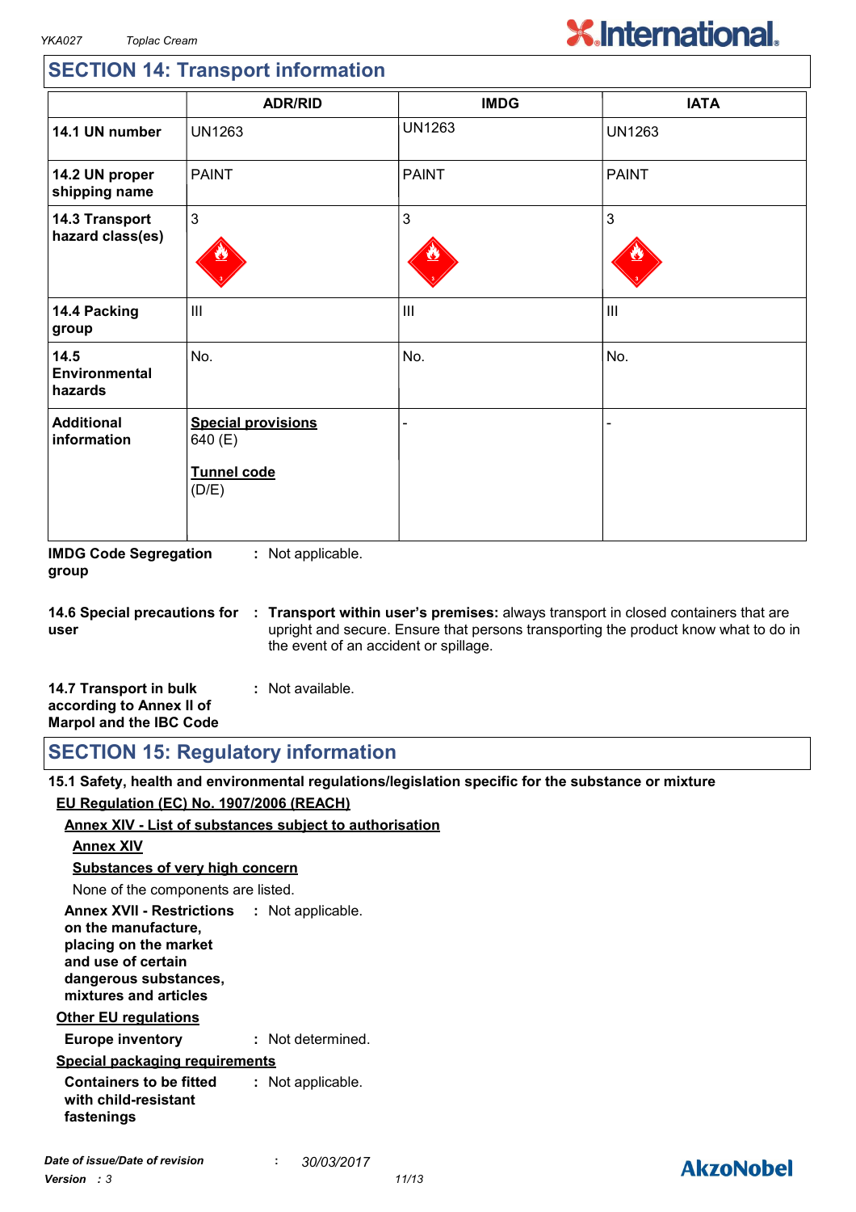## SECTION 14: Transport information

| | ADR/RID | IMDG | IATA |
|---|---|---|---|
| **14.1 UN number** | UN1263 | UN1263 | UN1263 |
| **14.2 UN proper shipping name** | PAINT | PAINT | PAINT |
| **14.3 Transport hazard class(es)** | 3 | 3 | 3 |
| **14.4 Packing group** | III | III | III |
| **14.5 Environmental hazards** | No. | No. | No. |
| **Additional information** | **Special provisions** 640 (E) **Tunnel code** (D/E) | - | - |

**IMDG Code Segregation group** : Not applicable.

**14.6 Special precautions for user** : **Transport within user's premises:** always transport in closed containers that are upright and secure. Ensure that persons transporting the product know what to do in the event of an accident or spillage.

**14.7 Transport in bulk according to Annex II of Marpol and the IBC Code** : Not available.

## SECTION 15: Regulatory information

**15.1 Safety, health and environmental regulations/legislation specific for the substance or mixture**

**EU Regulation (EC) No. 1907/2006 (REACH)**

**Annex XIV - List of substances subject to authorisation**

**Annex XIV**

**Substances of very high concern**

None of the components are listed.

**Annex XVII - Restrictions on the manufacture, placing on the market and use of certain dangerous substances, mixtures and articles** : Not applicable.

**Other EU regulations**

**Europe inventory** : Not determined.

**Special packaging requirements**

**Containers to be fitted with child-resistant fastenings** : Not applicable.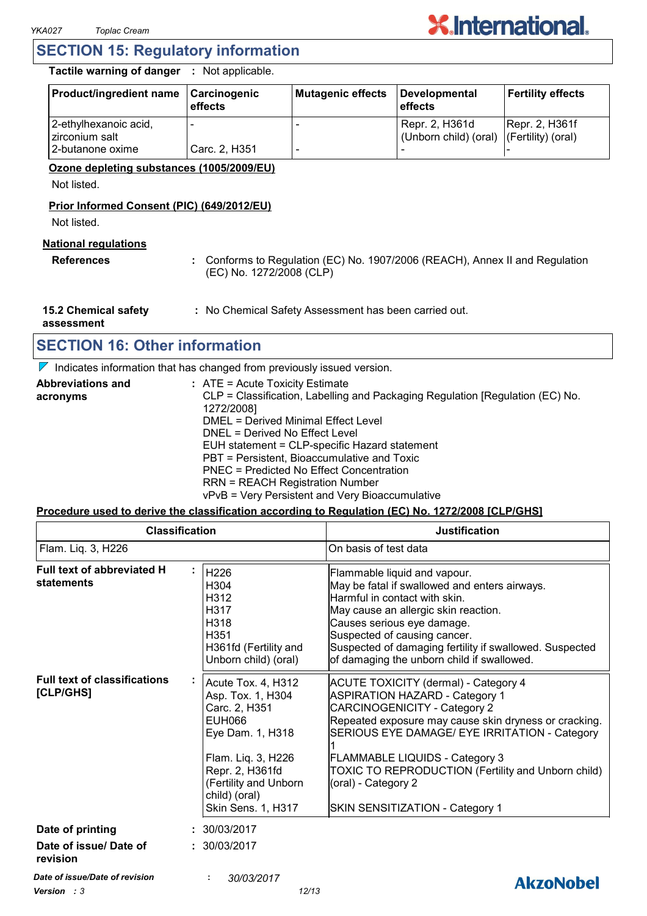## SECTION 15: Regulatory information

**Tactile warning of danger** : Not applicable.

| Product/ingredient name | Carcinogenic effects | Mutagenic effects | Developmental effects | Fertility effects |
|---|---|---|---|---|
| 2-ethylhexanoic acid, zirconium salt | - | - | Repr. 2, H361d (Unborn child) (oral) | Repr. 2, H361f (Fertility) (oral) |
| 2-butanone oxime | Carc. 2, H351 | - | - | - |

**Ozone depleting substances (1005/2009/EU)**

Not listed.

**Prior Informed Consent (PIC) (649/2012/EU)**

Not listed.

**National regulations**

**References** : Conforms to Regulation (EC) No. 1907/2006 (REACH), Annex II and Regulation (EC) No. 1272/2008 (CLP)

**15.2 Chemical safety assessment** : No Chemical Safety Assessment has been carried out.

## SECTION 16: Other information

Indicates information that has changed from previously issued version.

**Abbreviations and acronyms** :
ATE = Acute Toxicity Estimate
CLP = Classification, Labelling and Packaging Regulation [Regulation (EC) No. 1272/2008]
DMEL = Derived Minimal Effect Level
DNEL = Derived No Effect Level
EUH statement = CLP-specific Hazard statement
PBT = Persistent, Bioaccumulative and Toxic
PNEC = Predicted No Effect Concentration
RRN = REACH Registration Number
vPvB = Very Persistent and Very Bioaccumulative

**Procedure used to derive the classification according to Regulation (EC) No. 1272/2008 [CLP/GHS]**

| Classification | Justification |
|---|---|
| Flam. Liq. 3, H226 | On basis of test data |

**Full text of abbreviated H statements** :

| | |
|---|---|
| H226 | Flammable liquid and vapour. |
| H304 | May be fatal if swallowed and enters airways. |
| H312 | Harmful in contact with skin. |
| H317 | May cause an allergic skin reaction. |
| H318 | Causes serious eye damage. |
| H351 | Suspected of causing cancer. |
| H361fd (Fertility and Unborn child) (oral) | Suspected of damaging fertility if swallowed. Suspected of damaging the unborn child if swallowed. |

**Full text of classifications [CLP/GHS]** :

| | |
|---|---|
| Acute Tox. 4, H312 | ACUTE TOXICITY (dermal) - Category 4 |
| Asp. Tox. 1, H304 | ASPIRATION HAZARD - Category 1 |
| Carc. 2, H351 | CARCINOGENICITY - Category 2 |
| EUH066 | Repeated exposure may cause skin dryness or cracking. |
| Eye Dam. 1, H318 | SERIOUS EYE DAMAGE/ EYE IRRITATION - Category 1 |
| Flam. Liq. 3, H226 | FLAMMABLE LIQUIDS - Category 3 |
| Repr. 2, H361fd (Fertility and Unborn child) (oral) | TOXIC TO REPRODUCTION (Fertility and Unborn child) (oral) - Category 2 |
| Skin Sens. 1, H317 | SKIN SENSITIZATION - Category 1 |

**Date of printing** : 30/03/2017

**Date of issue/ Date of revision** : 30/03/2017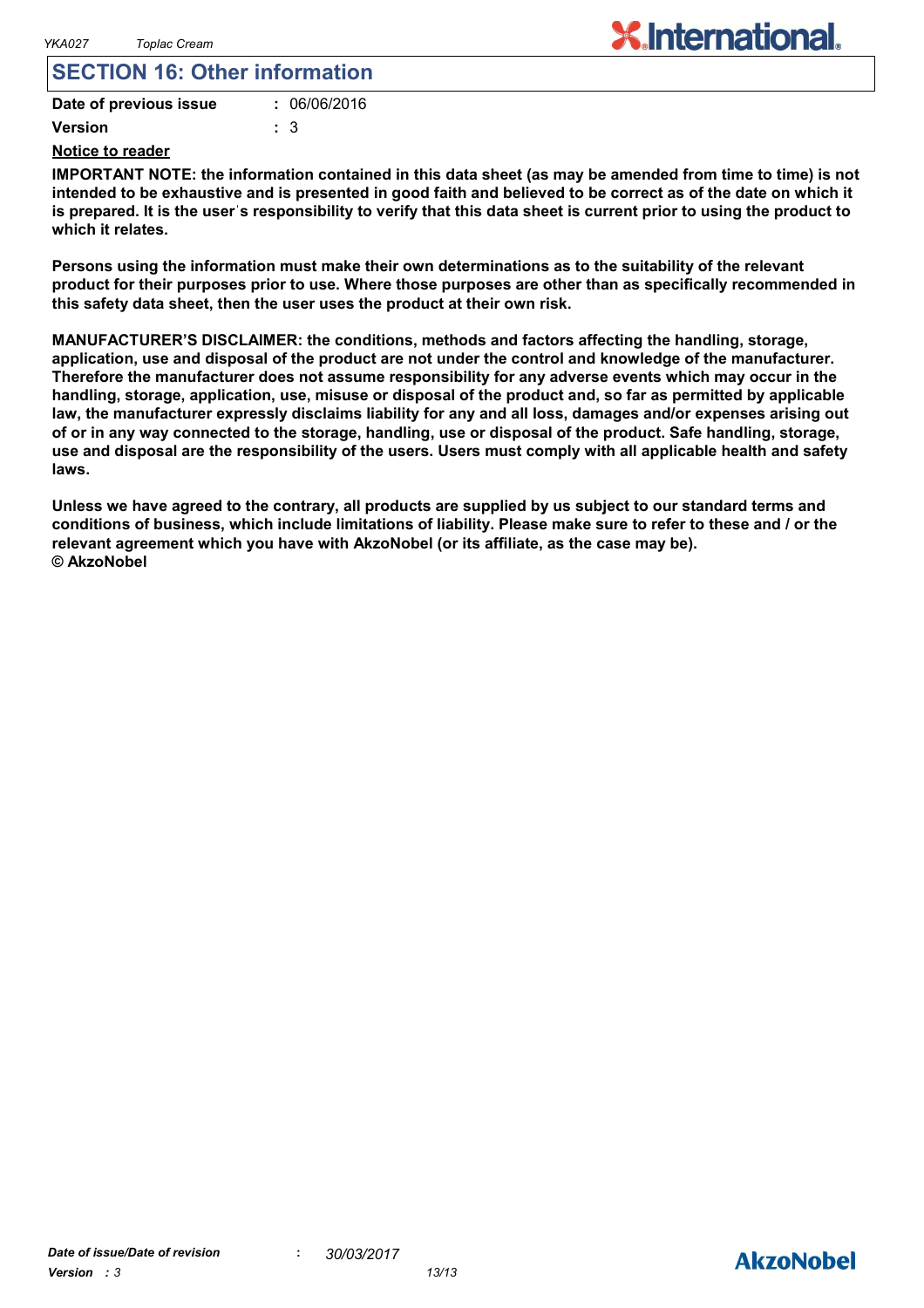## SECTION 16: Other information

| | |
|---|---|
| **Date of previous issue** | : 06/06/2016 |
| **Version** | : 3 |

**Notice to reader**

**IMPORTANT NOTE: the information contained in this data sheet (as may be amended from time to time) is not intended to be exhaustive and is presented in good faith and believed to be correct as of the date on which it is prepared. It is the user's responsibility to verify that this data sheet is current prior to using the product to which it relates.**

**Persons using the information must make their own determinations as to the suitability of the relevant product for their purposes prior to use. Where those purposes are other than as specifically recommended in this safety data sheet, then the user uses the product at their own risk.**

**MANUFACTURER'S DISCLAIMER: the conditions, methods and factors affecting the handling, storage, application, use and disposal of the product are not under the control and knowledge of the manufacturer. Therefore the manufacturer does not assume responsibility for any adverse events which may occur in the handling, storage, application, use, misuse or disposal of the product and, so far as permitted by applicable law, the manufacturer expressly disclaims liability for any and all loss, damages and/or expenses arising out of or in any way connected to the storage, handling, use or disposal of the product. Safe handling, storage, use and disposal are the responsibility of the users. Users must comply with all applicable health and safety laws.**

**Unless we have agreed to the contrary, all products are supplied by us subject to our standard terms and conditions of business, which include limitations of liability. Please make sure to refer to these and / or the relevant agreement which you have with AkzoNobel (or its affiliate, as the case may be).**
**© AkzoNobel**